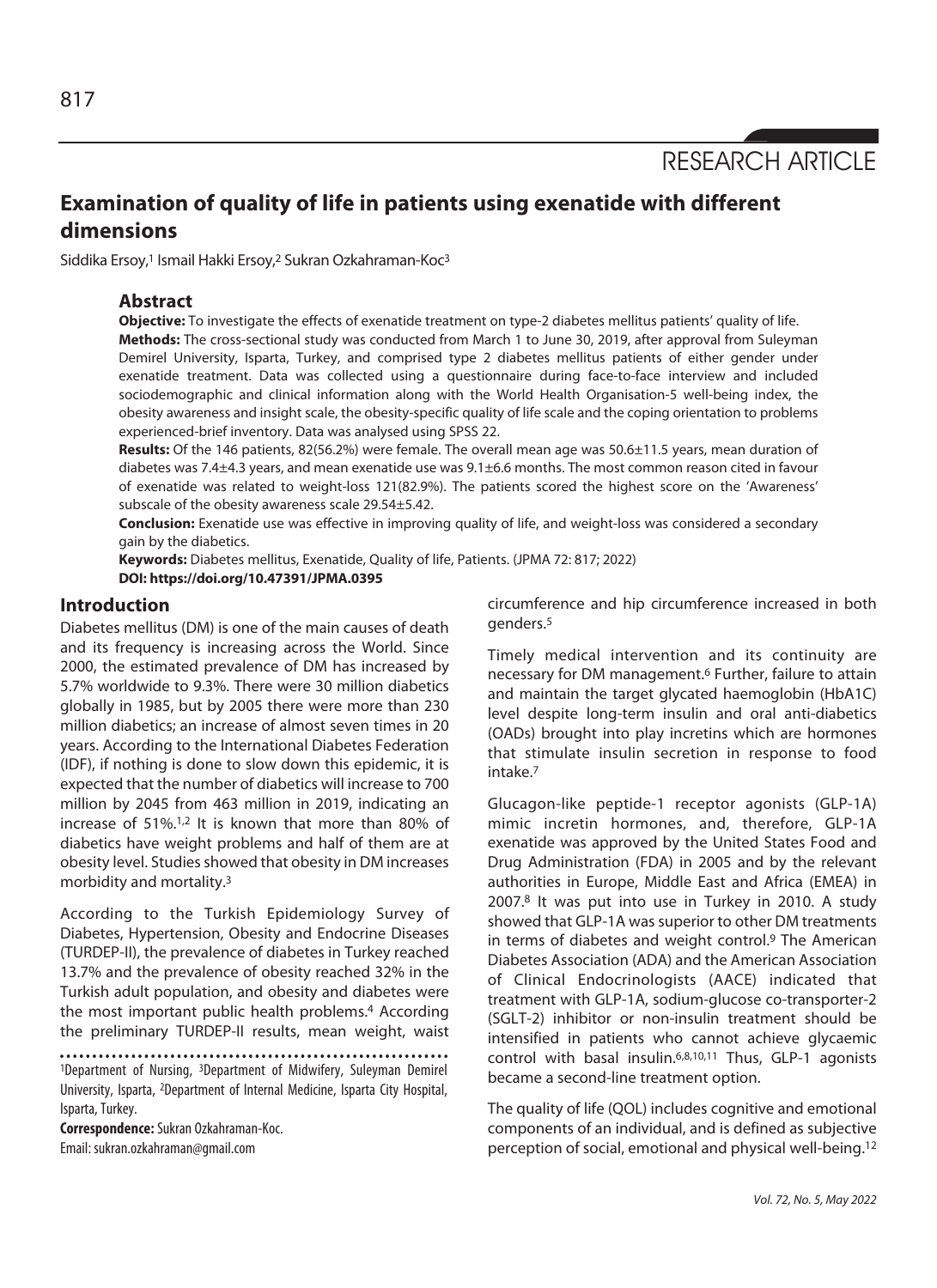RESEARCH ARTICLE

# Examination of quality of life in patients using exenatide with different dimensions

Siddika Ersoy,[1] Ismail Hakki Ersoy,[2] Sukran Ozkahraman-Koc[3]

## Abstract

**Objective:** To investigate the effects of exenatide treatment on type-2 diabetes mellitus patients' quality of life.

**Methods:** The cross-sectional study was conducted from March 1 to June 30, 2019, after approval from Suleyman Demirel University, Isparta, Turkey, and comprised type 2 diabetes mellitus patients of either gender under exenatide treatment. Data was collected using a questionnaire during face-to-face interview and included sociodemographic and clinical information along with the World Health Organisation-5 well-being index, the obesity awareness and insight scale, the obesity-specific quality of life scale and the coping orientation to problems experienced-brief inventory. Data was analysed using SPSS 22.

**Results:** Of the 146 patients, 82(56.2%) were female. The overall mean age was 50.6±11.5 years, mean duration of diabetes was 7.4±4.3 years, and mean exenatide use was 9.1±6.6 months. The most common reason cited in favour of exenatide was related to weight-loss 121(82.9%). The patients scored the highest score on the 'Awareness' subscale of the obesity awareness scale 29.54±5.42.

**Conclusion:** Exenatide use was effective in improving quality of life, and weight-loss was considered a secondary gain by the diabetics.

**Keywords:** Diabetes mellitus, Exenatide, Quality of life, Patients. (JPMA 72: 817; 2022)

**DOI: https://doi.org/10.47391/JPMA.0395**

## Introduction

Diabetes mellitus (DM) is one of the main causes of death and its frequency is increasing across the World. Since 2000, the estimated prevalence of DM has increased by 5.7% worldwide to 9.3%. There were 30 million diabetics globally in 1985, but by 2005 there were more than 230 million diabetics; an increase of almost seven times in 20 years. According to the International Diabetes Federation (IDF), if nothing is done to slow down this epidemic, it is expected that the number of diabetics will increase to 700 million by 2045 from 463 million in 2019, indicating an increase of 51%.[1,2] It is known that more than 80% of diabetics have weight problems and half of them are at obesity level. Studies showed that obesity in DM increases morbidity and mortality.[3]

According to the Turkish Epidemiology Survey of Diabetes, Hypertension, Obesity and Endocrine Diseases (TURDEP-II), the prevalence of diabetes in Turkey reached 13.7% and the prevalence of obesity reached 32% in the Turkish adult population, and obesity and diabetes were the most important public health problems.[4] According the preliminary TURDEP-II results, mean weight, waist circumference and hip circumference increased in both genders.[5]

Timely medical intervention and its continuity are necessary for DM management.[6] Further, failure to attain and maintain the target glycated haemoglobin (HbA1C) level despite long-term insulin and oral anti-diabetics (OADs) brought into play incretins which are hormones that stimulate insulin secretion in response to food intake.[7]

Glucagon-like peptide-1 receptor agonists (GLP-1A) mimic incretin hormones, and, therefore, GLP-1A exenatide was approved by the United States Food and Drug Administration (FDA) in 2005 and by the relevant authorities in Europe, Middle East and Africa (EMEA) in 2007.[8] It was put into use in Turkey in 2010. A study showed that GLP-1A was superior to other DM treatments in terms of diabetes and weight control.[9] The American Diabetes Association (ADA) and the American Association of Clinical Endocrinologists (AACE) indicated that treatment with GLP-1A, sodium-glucose co-transporter-2 (SGLT-2) inhibitor or non-insulin treatment should be intensified in patients who cannot achieve glycaemic control with basal insulin.[6,8,10,11] Thus, GLP-1 agonists became a second-line treatment option.

The quality of life (QOL) includes cognitive and emotional components of an individual, and is defined as subjective perception of social, emotional and physical well-being.[12]

---

[1]Department of Nursing, [3]Department of Midwifery, Suleyman Demirel University, Isparta, [2]Department of Internal Medicine, Isparta City Hospital, Isparta, Turkey.

**Correspondence:** Sukran Ozkahraman-Koc.
Email: sukran.ozkahraman@gmail.com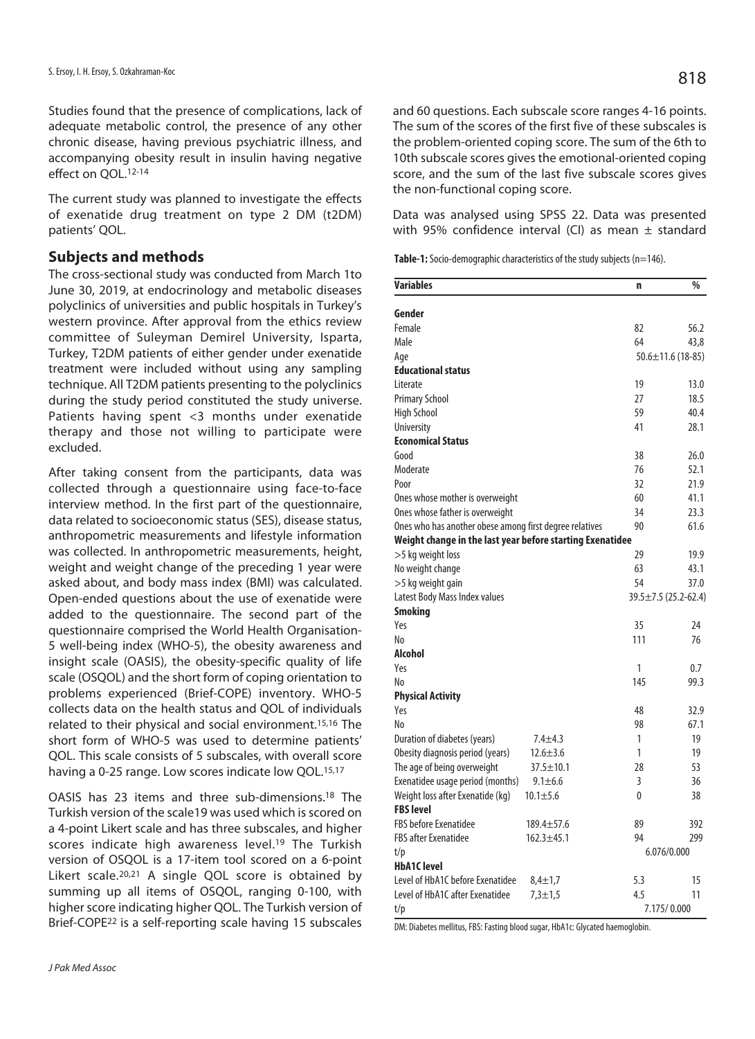Studies found that the presence of complications, lack of adequate metabolic control, the presence of any other chronic disease, having previous psychiatric illness, and accompanying obesity result in insulin having negative effect on QOL.[12-14]

The current study was planned to investigate the effects of exenatide drug treatment on type 2 DM (t2DM) patients' QOL.

## Subjects and methods

The cross-sectional study was conducted from March 1to June 30, 2019, at endocrinology and metabolic diseases polyclinics of universities and public hospitals in Turkey's western province. After approval from the ethics review committee of Suleyman Demirel University, Isparta, Turkey, T2DM patients of either gender under exenatide treatment were included without using any sampling technique. All T2DM patients presenting to the polyclinics during the study period constituted the study universe. Patients having spent <3 months under exenatide therapy and those not willing to participate were excluded.

After taking consent from the participants, data was collected through a questionnaire using face-to-face interview method. In the first part of the questionnaire, data related to socioeconomic status (SES), disease status, anthropometric measurements and lifestyle information was collected. In anthropometric measurements, height, weight and weight change of the preceding 1 year were asked about, and body mass index (BMI) was calculated. Open-ended questions about the use of exenatide were added to the questionnaire. The second part of the questionnaire comprised the World Health Organisation-5 well-being index (WHO-5), the obesity awareness and insight scale (OASIS), the obesity-specific quality of life scale (OSQOL) and the short form of coping orientation to problems experienced (Brief-COPE) inventory. WHO-5 collects data on the health status and QOL of individuals related to their physical and social environment.[15,16] The short form of WHO-5 was used to determine patients' QOL. This scale consists of 5 subscales, with overall score having a 0-25 range. Low scores indicate low QOL.[15,17]

OASIS has 23 items and three sub-dimensions.[18] The Turkish version of the scale[19] was used which is scored on a 4-point Likert scale and has three subscales, and higher scores indicate high awareness level.[19] The Turkish version of OSQOL is a 17-item tool scored on a 6-point Likert scale.[20,21] A single QOL score is obtained by summing up all items of OSQOL, ranging 0-100, with higher score indicating higher QOL. The Turkish version of Brief-COPE[22] is a self-reporting scale having 15 subscales and 60 questions. Each subscale score ranges 4-16 points. The sum of the scores of the first five of these subscales is the problem-oriented coping score. The sum of the 6th to 10th subscale scores gives the emotional-oriented coping score, and the sum of the last five subscale scores gives the non-functional coping score.

Data was analysed using SPSS 22. Data was presented with 95% confidence interval (CI) as mean ± standard

**Table-1:** Socio-demographic characteristics of the study subjects (n=146).

| Variables | | n | % |
|---|---|---|---|
| **Gender** | | | |
| Female | | 82 | 56.2 |
| Male | | 64 | 43,8 |
| Age | | 50.6±11.6 (18-85) | |
| **Educational status** | | | |
| Literate | | 19 | 13.0 |
| Primary School | | 27 | 18.5 |
| High School | | 59 | 40.4 |
| University | | 41 | 28.1 |
| **Economical Status** | | | |
| Good | | 38 | 26.0 |
| Moderate | | 76 | 52.1 |
| Poor | | 32 | 21.9 |
| Ones whose mother is overweight | | 60 | 41.1 |
| Ones whose father is overweight | | 34 | 23.3 |
| Ones who has another obese among first degree relatives | | 90 | 61.6 |
| **Weight change in the last year before starting Exenatidee** | | | |
| >5 kg weight loss | | 29 | 19.9 |
| No weight change | | 63 | 43.1 |
| >5 kg weight gain | | 54 | 37.0 |
| Latest Body Mass Index values | | 39.5±7.5 (25.2-62.4) | |
| **Smoking** | | | |
| Yes | | 35 | 24 |
| No | | 111 | 76 |
| **Alcohol** | | | |
| Yes | | 1 | 0.7 |
| No | | 145 | 99.3 |
| **Physical Activity** | | | |
| Yes | | 48 | 32.9 |
| No | | 98 | 67.1 |
| Duration of diabetes (years) | 7.4±4.3 | 1 | 19 |
| Obesity diagnosis period (years) | 12.6±3.6 | 1 | 19 |
| The age of being overweight | 37.5±10.1 | 28 | 53 |
| Exenatidee usage period (months) | 9.1±6.6 | 3 | 36 |
| Weight loss after Exenatide (kg) | 10.1±5.6 | 0 | 38 |
| **FBS level** | | | |
| FBS before Exenatidee | 189.4±57.6 | 89 | 392 |
| FBS after Exenatidee | 162.3±45.1 | 94 | 299 |
| t/p | | 6.076/0.000 | |
| **HbA1C level** | | | |
| Level of HbA1C before Exenatidee | 8,4±1,7 | 5.3 | 15 |
| Level of HbA1C after Exenatidee | 7,3±1,5 | 4.5 | 11 |
| t/p | | 7.175/ 0.000 | |

DM: Diabetes mellitus, FBS: Fasting blood sugar, HbA1c: Glycated haemoglobin.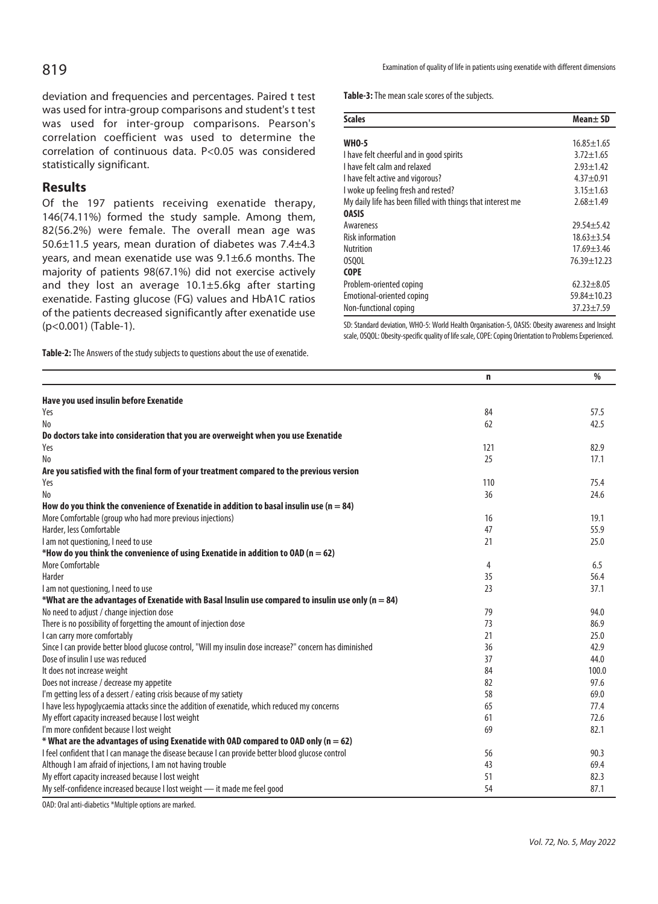deviation and frequencies and percentages. Paired t test was used for intra-group comparisons and student's t test was used for inter-group comparisons. Pearson's correlation coefficient was used to determine the correlation of continuous data. P<0.05 was considered statistically significant.

## Results

Of the 197 patients receiving exenatide therapy, 146(74.11%) formed the study sample. Among them, 82(56.2%) were female. The overall mean age was 50.6±11.5 years, mean duration of diabetes was 7.4±4.3 years, and mean exenatide use was 9.1±6.6 months. The majority of patients 98(67.1%) did not exercise actively and they lost an average 10.1±5.6kg after starting exenatide. Fasting glucose (FG) values and HbA1C ratios of the patients decreased significantly after exenatide use (p<0.001) (Table-1).

**Table-3:** The mean scale scores of the subjects.

| Scales | Mean± SD |
|---|---|
| **WHO-5** | 16.85±1.65 |
| I have felt cheerful and in good spirits | 3.72±1.65 |
| I have felt calm and relaxed | 2.93±1.42 |
| I have felt active and vigorous? | 4.37±0.91 |
| I woke up feeling fresh and rested? | 3.15±1.63 |
| My daily life has been filled with things that interest me | 2.68±1.49 |
| **OASIS** | |
| Awareness | 29.54±5.42 |
| Risk information | 18.63±3.54 |
| Nutrition | 17.69±3.46 |
| OSQOL | 76.39±12.23 |
| **COPE** | |
| Problem-oriented coping | 62.32±8.05 |
| Emotional-oriented coping | 59.84±10.23 |
| Non-functional coping | 37.23±7.59 |

SD: Standard deviation, WHO-5: World Health Organisation-5, OASIS: Obesity awareness and Insight scale, OSQOL: Obesity-specific quality of life scale, COPE: Coping Orientation to Problems Experienced.

**Table-2:** The Answers of the study subjects to questions about the use of exenatide.

| | n | % |
|---|---|---|
| **Have you used insulin before Exenatide** | | |
| Yes | 84 | 57.5 |
| No | 62 | 42.5 |
| **Do doctors take into consideration that you are overweight when you use Exenatide** | | |
| Yes | 121 | 82.9 |
| No | 25 | 17.1 |
| **Are you satisfied with the final form of your treatment compared to the previous version** | | |
| Yes | 110 | 75.4 |
| No | 36 | 24.6 |
| **How do you think the convenience of Exenatide in addition to basal insulin use (n = 84)** | | |
| More Comfortable (group who had more previous injections) | 16 | 19.1 |
| Harder, less Comfortable | 47 | 55.9 |
| I am not questioning, I need to use | 21 | 25.0 |
| ***How do you think the convenience of using Exenatide in addition to OAD (n = 62)** | | |
| More Comfortable | 4 | 6.5 |
| Harder | 35 | 56.4 |
| I am not questioning, I need to use | 23 | 37.1 |
| ***What are the advantages of Exenatide with Basal Insulin use compared to insulin use only (n = 84)** | | |
| No need to adjust / change injection dose | 79 | 94.0 |
| There is no possibility of forgetting the amount of injection dose | 73 | 86.9 |
| I can carry more comfortably | 21 | 25.0 |
| Since I can provide better blood glucose control, "Will my insulin dose increase?" concern has diminished | 36 | 42.9 |
| Dose of insulin I use was reduced | 37 | 44.0 |
| It does not increase weight | 84 | 100.0 |
| Does not increase / decrease my appetite | 82 | 97.6 |
| I'm getting less of a dessert / eating crisis because of my satiety | 58 | 69.0 |
| I have less hypoglycaemia attacks since the addition of exenatide, which reduced my concerns | 65 | 77.4 |
| My effort capacity increased because I lost weight | 61 | 72.6 |
| I'm more confident because I lost weight | 69 | 82.1 |
| *** What are the advantages of using Exenatide with OAD compared to OAD only (n = 62)** | | |
| I feel confident that I can manage the disease because I can provide better blood glucose control | 56 | 90.3 |
| Although I am afraid of injections, I am not having trouble | 43 | 69.4 |
| My effort capacity increased because I lost weight | 51 | 82.3 |
| My self-confidence increased because I lost weight — it made me feel good | 54 | 87.1 |

OAD: Oral anti-diabetics *Multiple options are marked.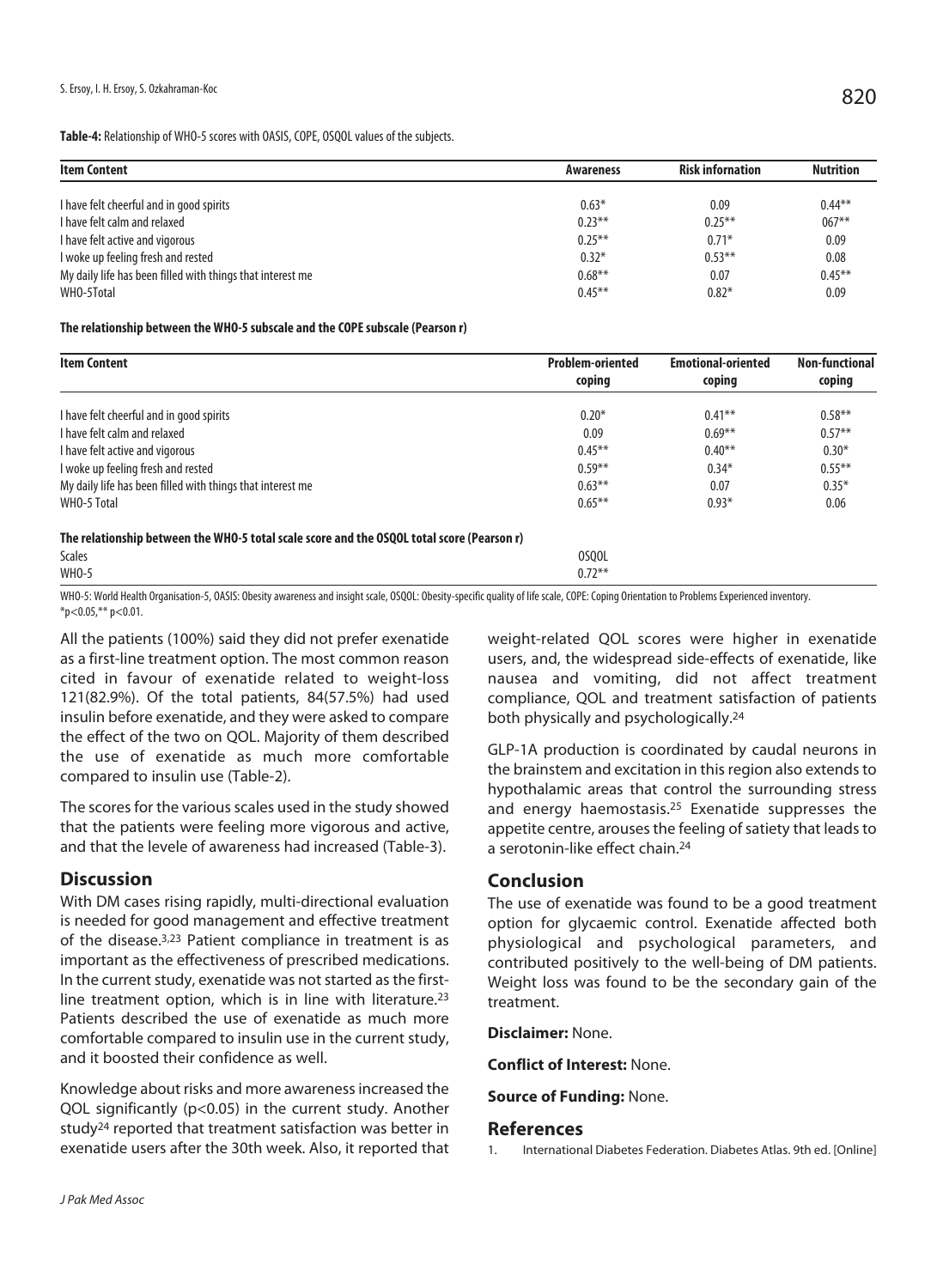**Table-4:** Relationship of WHO-5 scores with OASIS, COPE, OSQOL values of the subjects.

| Item Content | Awareness | Risk infornation | Nutrition |
|---|---|---|---|
| I have felt cheerful and in good spirits | 0.63* | 0.09 | 0.44** |
| I have felt calm and relaxed | 0.23** | 0.25** | 067** |
| I have felt active and vigorous | 0.25** | 0.71* | 0.09 |
| I woke up feeling fresh and rested | 0.32* | 0.53** | 0.08 |
| My daily life has been filled with things that interest me | 0.68** | 0.07 | 0.45** |
| WHO-5Total | 0.45** | 0.82* | 0.09 |

**The relationship between the WHO-5 subscale and the COPE subscale (Pearson r)**

| Item Content | Problem-oriented coping | Emotional-oriented coping | Non-functional coping |
|---|---|---|---|
| I have felt cheerful and in good spirits | 0.20* | 0.41** | 0.58** |
| I have felt calm and relaxed | 0.09 | 0.69** | 0.57** |
| I have felt active and vigorous | 0.45** | 0.40** | 0.30* |
| I woke up feeling fresh and rested | 0.59** | 0.34* | 0.55** |
| My daily life has been filled with things that interest me | 0.63** | 0.07 | 0.35* |
| WHO-5 Total | 0.65** | 0.93* | 0.06 |

**The relationship between the WHO-5 total scale score and the OSQOL total score (Pearson r)**

| Scales | OSQOL |
|---|---|
| WHO-5 | 0.72** |

WHO-5: World Health Organisation-5, OASIS: Obesity awareness and insight scale, OSQOL: Obesity-specific quality of life scale, COPE: Coping Orientation to Problems Experienced inventory.
*p<0.05,** p<0.01.

All the patients (100%) said they did not prefer exenatide as a first-line treatment option. The most common reason cited in favour of exenatide related to weight-loss 121(82.9%). Of the total patients, 84(57.5%) had used insulin before exenatide, and they were asked to compare the effect of the two on QOL. Majority of them described the use of exenatide as much more comfortable compared to insulin use (Table-2).

The scores for the various scales used in the study showed that the patients were feeling more vigorous and active, and that the levele of awareness had increased (Table-3).

## Discussion

With DM cases rising rapidly, multi-directional evaluation is needed for good management and effective treatment of the disease.[3,23] Patient compliance in treatment is as important as the effectiveness of prescribed medications. In the current study, exenatide was not started as the first-line treatment option, which is in line with literature.[23] Patients described the use of exenatide as much more comfortable compared to insulin use in the current study, and it boosted their confidence as well.

Knowledge about risks and more awareness increased the QOL significantly ($p<0.05$) in the current study. Another study[24] reported that treatment satisfaction was better in exenatide users after the 30th week. Also, it reported that weight-related QOL scores were higher in exenatide users, and, the widespread side-effects of exenatide, like nausea and vomiting, did not affect treatment compliance, QOL and treatment satisfaction of patients both physically and psychologically.[24]

GLP-1A production is coordinated by caudal neurons in the brainstem and excitation in this region also extends to hypothalamic areas that control the surrounding stress and energy haemostasis.[25] Exenatide suppresses the appetite centre, arouses the feeling of satiety that leads to a serotonin-like effect chain.[24]

## Conclusion

The use of exenatide was found to be a good treatment option for glycaemic control. Exenatide affected both physiological and psychological parameters, and contributed positively to the well-being of DM patients. Weight loss was found to be the secondary gain of the treatment.

**Disclaimer:** None.

**Conflict of Interest:** None.

**Source of Funding:** None.

## References

1. International Diabetes Federation. Diabetes Atlas. 9th ed. [Online]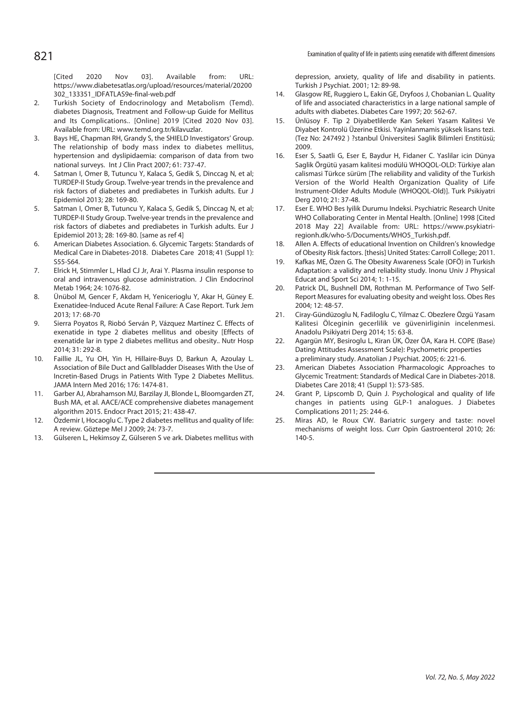[Cited 2020 Nov 03]. Available from: URL: https://www.diabetesatlas.org/upload/resources/material/20200302_133351_IDFATLAS9e-final-web.pdf

2. Turkish Society of Endocrinology and Metabolism (Temd). diabetes Diagnosis, Treatment and Follow-up Guide for Mellitus and Its Complications.. [Online] 2019 [Cited 2020 Nov 03]. Available from: URL: www.temd.org.tr/kilavuzlar.
3. Bays HE, Chapman RH, Grandy S, the SHIELD Investigators' Group. The relationship of body mass index to diabetes mellitus, hypertension and dyslipidaemia: comparison of data from two national surveys. Int J Clin Pract 2007; 61: 737-47.
4. Satman I, Omer B, Tutuncu Y, Kalaca S, Gedik S, Dinccag N, et al; TURDEP-II Study Group. Twelve-year trends in the prevalence and risk factors of diabetes and prediabetes in Turkish adults. Eur J Epidemiol 2013; 28: 169-80.
5. Satman I, Omer B, Tutuncu Y, Kalaca S, Gedik S, Dinccag N, et al; TURDEP-II Study Group. Twelve-year trends in the prevalence and risk factors of diabetes and prediabetes in Turkish adults. Eur J Epidemiol 2013; 28: 169-80. [same as ref 4]
6. American Diabetes Association. 6. Glycemic Targets: Standards of Medical Care in Diabetes-2018. Diabetes Care 2018; 41 (Suppl 1): S55-S64.
7. Elrick H, Stimmler L, Hlad CJ Jr, Arai Y. Plasma insulin response to oral and intravenous glucose administration. J Clin Endocrinol Metab 1964; 24: 1076-82.
8. Ünübol M, Gencer F, Akdam H, Yenicerioglu Y, Akar H, Güney E. Exenatidee-Induced Acute Renal Failure: A Case Report. Turk Jem 2013; 17: 68-70
9. Sierra Poyatos R, Riobó Serván P, Vázquez Martínez C. Effects of exenatide in type 2 diabetes mellitus and obesity [Effects of exenatide lar in type 2 diabetes mellitus and obesity.. Nutr Hosp 2014; 31: 292-8.
10. Faillie JL, Yu OH, Yin H, Hillaire-Buys D, Barkun A, Azoulay L. Association of Bile Duct and Gallbladder Diseases With the Use of Incretin-Based Drugs in Patients With Type 2 Diabetes Mellitus. JAMA Intern Med 2016; 176: 1474-81.
11. Garber AJ, Abrahamson MJ, Barzilay JI, Blonde L, Bloomgarden ZT, Bush MA, et al. AACE/ACE comprehensive diabetes management algorithm 2015. Endocr Pract 2015; 21: 438-47.
12. Özdemir I, Hocaoglu C. Type 2 diabetes mellitus and quality of life: A review. Göztepe Mel J 2009; 24: 73-7.
13. Gülseren L, Hekimsoy Z, Gülseren S ve ark. Diabetes mellitus with depression, anxiety, quality of life and disability in patients. Turkish J Psychiat. 2001; 12: 89-98.
14. Glasgow RE, Ruggiero L, Eakin GE, Dryfoos J, Chobanian L. Quality of life and associated characteristics in a large national sample of adults with diabetes. Diabetes Care 1997; 20: 562-67.
15. Ünlüsoy F. Tip 2 Diyabetlilerde Kan Sekeri Yasam Kalitesi Ve Diyabet Kontrolü Üzerine Etkisi. Yayinlanmamis yüksek lisans tezi. (Tez No: 247492 ) ?stanbul Üniversitesi Saglik Bilimleri Enstitüsü; 2009.
16. Eser S, Saatli G, Eser E, Baydur H, Fidaner C. Yaslilar icin Dünya Saglik Örgütü yasam kalitesi modülü WHOQOL-OLD: Türkiye alan calismasi Türkce sürüm [The reliability and validity of the Turkish Version of the World Health Organization Quality of Life Instrument-Older Adults Module (WHOQOL-Old)]. Turk Psikiyatri Derg 2010; 21: 37-48.
17. Eser E. WHO Bes Iyilik Durumu Indeksi. Psychiatric Research Unite WHO Collaborating Center in Mental Health. [Online] 1998 [Cited 2018 May 22] Available from: URL: https://www.psykiatri-regionh.dk/who-5/Documents/WHO5_Turkish.pdf.
18. Allen A. Effects of educational Invention on Children's knowledge of Obesity Risk factors. [thesis] United States: Carroll College; 2011.
19. Kafkas ME, Özen G. The Obesity Awareness Scale (OFÖ) in Turkish Adaptation: a validity and reliability study. Inonu Univ J Physical Educat and Sport Sci 2014; 1: 1-15.
20. Patrick DL, Bushnell DM, Rothman M. Performance of Two Self-Report Measures for evaluating obesity and weight loss. Obes Res 2004; 12: 48-57.
21. Ciray-Gündüzoglu N, Fadiloglu C, Yilmaz C. Obezlere Özgü Yasam Kalitesi Ölceginin gecerlilik ve güvenirliginin incelenmesi. Anadolu Psikiyatri Derg 2014; 15: 63-8.
22. Agargün MY, Besiroglu L, Kiran ÜK, Özer ÖA, Kara H. COPE (Base) Dating Attitudes Assessment Scale): Psychometric properties a preliminary study. Anatolian J Psychiat. 2005; 6: 221-6.
23. American Diabetes Association Pharmacologic Approaches to Glycemic Treatment: Standards of Medical Care in Diabetes-2018. Diabetes Care 2018; 41 (Suppl 1): S73-S85.
24. Grant P, Lipscomb D, Quin J. Psychological and quality of life changes in patients using GLP-1 analogues. J Diabetes Complications 2011; 25: 244-6.
25. Miras AD, le Roux CW. Bariatric surgery and taste: novel mechanisms of weight loss. Curr Opin Gastroenterol 2010; 26: 140-5.